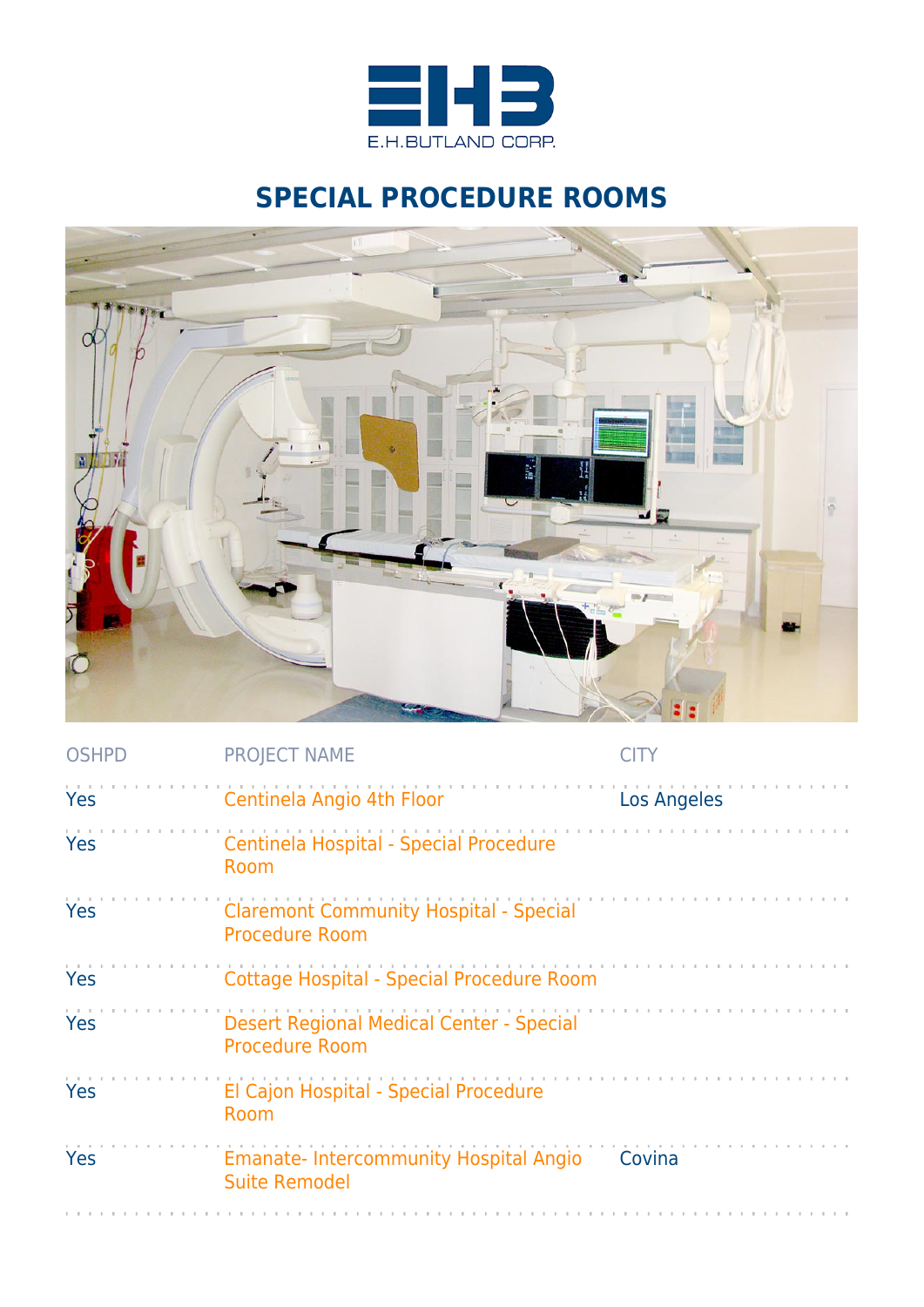E.H.BUTLAND CORP.

# SPECIAL PROCEDURE ROOMS

| OSHPD | PROJECT NAME | CITY |
|---|---|---|
| Yes | Centinela Angio 4th Floor | Los Angeles |
| Yes | Centinela Hospital - Special Procedure Room | |
| Yes | Claremont Community Hospital - Special Procedure Room | |
| Yes | Cottage Hospital - Special Procedure Room | |
| Yes | Desert Regional Medical Center - Special Procedure Room | |
| Yes | El Cajon Hospital - Special Procedure Room | |
| Yes | Emanate- Intercommunity Hospital Angio Suite Remodel | Covina |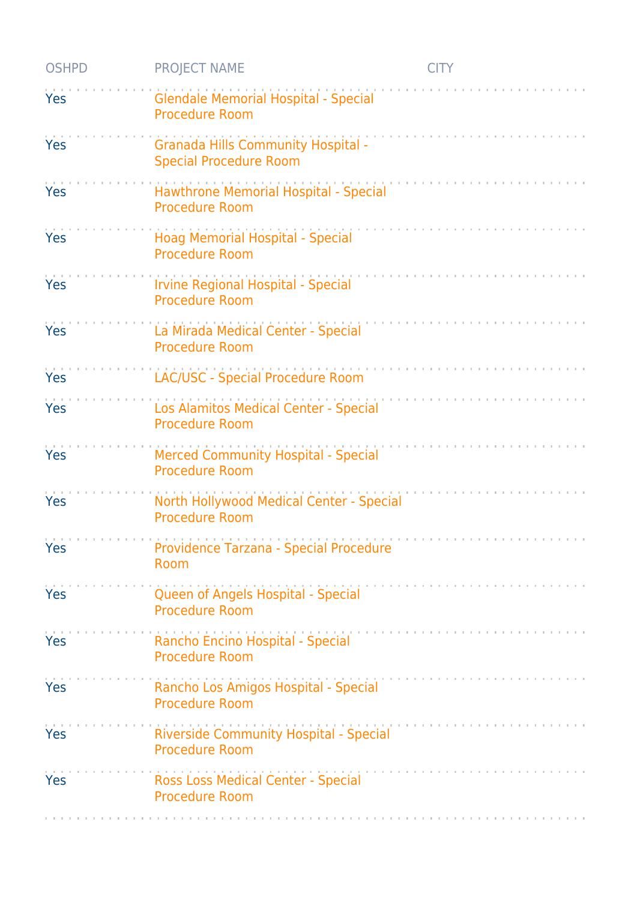| OSHPD | PROJECT NAME | CITY |
|---|---|---|
| Yes | Glendale Memorial Hospital - Special Procedure Room | |
| Yes | Granada Hills Community Hospital - Special Procedure Room | |
| Yes | Hawthrone Memorial Hospital - Special Procedure Room | |
| Yes | Hoag Memorial Hospital - Special Procedure Room | |
| Yes | Irvine Regional Hospital - Special Procedure Room | |
| Yes | La Mirada Medical Center - Special Procedure Room | |
| Yes | LAC/USC - Special Procedure Room | |
| Yes | Los Alamitos Medical Center - Special Procedure Room | |
| Yes | Merced Community Hospital - Special Procedure Room | |
| Yes | North Hollywood Medical Center - Special Procedure Room | |
| Yes | Providence Tarzana - Special Procedure Room | |
| Yes | Queen of Angels Hospital - Special Procedure Room | |
| Yes | Rancho Encino Hospital - Special Procedure Room | |
| Yes | Rancho Los Amigos Hospital - Special Procedure Room | |
| Yes | Riverside Community Hospital - Special Procedure Room | |
| Yes | Ross Loss Medical Center - Special Procedure Room | |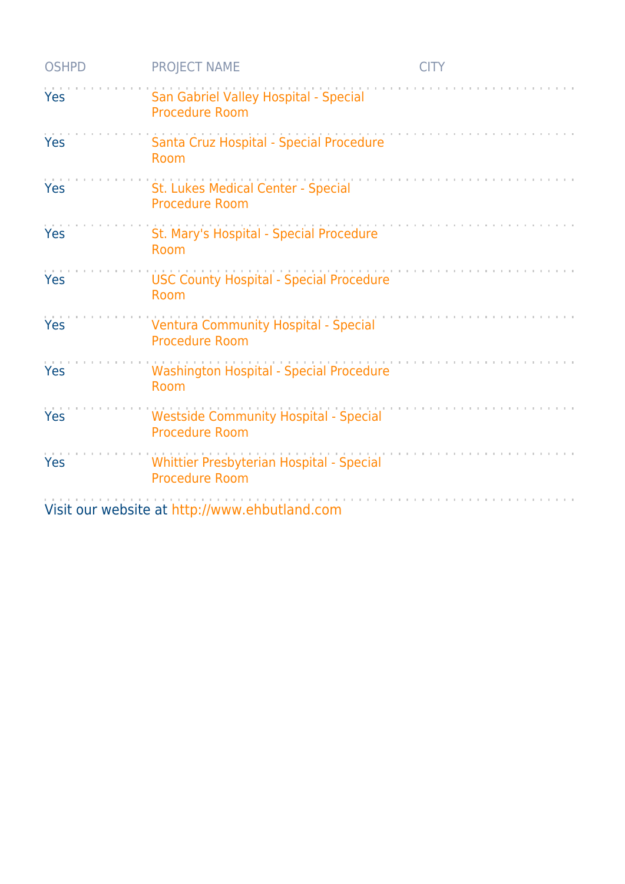| OSHPD | PROJECT NAME | CITY |
| --- | --- | --- |
| Yes | San Gabriel Valley Hospital - Special Procedure Room | |
| Yes | Santa Cruz Hospital - Special Procedure Room | |
| Yes | St. Lukes Medical Center - Special Procedure Room | |
| Yes | St. Mary's Hospital - Special Procedure Room | |
| Yes | USC County Hospital - Special Procedure Room | |
| Yes | Ventura Community Hospital - Special Procedure Room | |
| Yes | Washington Hospital - Special Procedure Room | |
| Yes | Westside Community Hospital - Special Procedure Room | |
| Yes | Whittier Presbyterian Hospital - Special Procedure Room | |

Visit our website at http://www.ehbutland.com